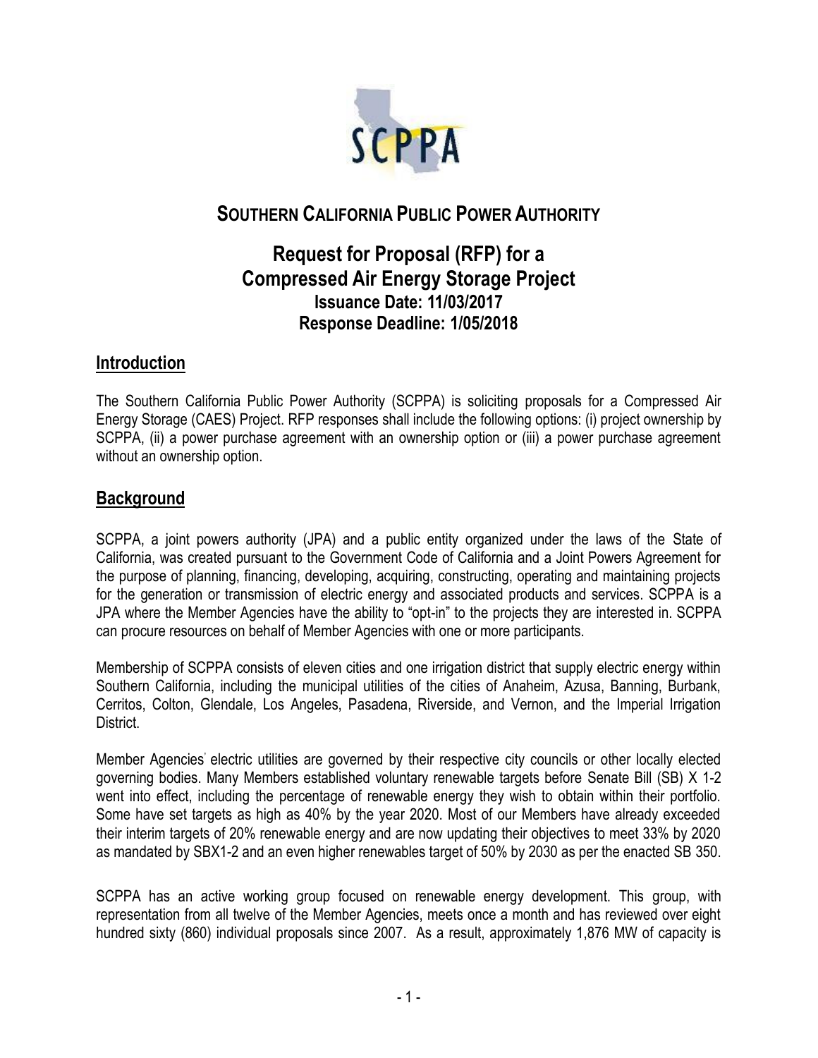# SOUTHERN CALIFORNIA PUBLIC POWER AUTHORITY

## Request for Proposal (RFP) for a Compressed Air Energy Storage Project

**Issuance Date: 11/03/2017**
**Response Deadline: 1/05/2018**

## Introduction

The Southern California Public Power Authority (SCPPA) is soliciting proposals for a Compressed Air Energy Storage (CAES) Project. RFP responses shall include the following options: (i) project ownership by SCPPA, (ii) a power purchase agreement with an ownership option or (iii) a power purchase agreement without an ownership option.

## Background

SCPPA, a joint powers authority (JPA) and a public entity organized under the laws of the State of California, was created pursuant to the Government Code of California and a Joint Powers Agreement for the purpose of planning, financing, developing, acquiring, constructing, operating and maintaining projects for the generation or transmission of electric energy and associated products and services. SCPPA is a JPA where the Member Agencies have the ability to "opt-in" to the projects they are interested in. SCPPA can procure resources on behalf of Member Agencies with one or more participants.

Membership of SCPPA consists of eleven cities and one irrigation district that supply electric energy within Southern California, including the municipal utilities of the cities of Anaheim, Azusa, Banning, Burbank, Cerritos, Colton, Glendale, Los Angeles, Pasadena, Riverside, and Vernon, and the Imperial Irrigation District.

Member Agencies' electric utilities are governed by their respective city councils or other locally elected governing bodies. Many Members established voluntary renewable targets before Senate Bill (SB) X 1-2 went into effect, including the percentage of renewable energy they wish to obtain within their portfolio. Some have set targets as high as 40% by the year 2020. Most of our Members have already exceeded their interim targets of 20% renewable energy and are now updating their objectives to meet 33% by 2020 as mandated by SBX1-2 and an even higher renewables target of 50% by 2030 as per the enacted SB 350.

SCPPA has an active working group focused on renewable energy development. This group, with representation from all twelve of the Member Agencies, meets once a month and has reviewed over eight hundred sixty (860) individual proposals since 2007. As a result, approximately 1,876 MW of capacity is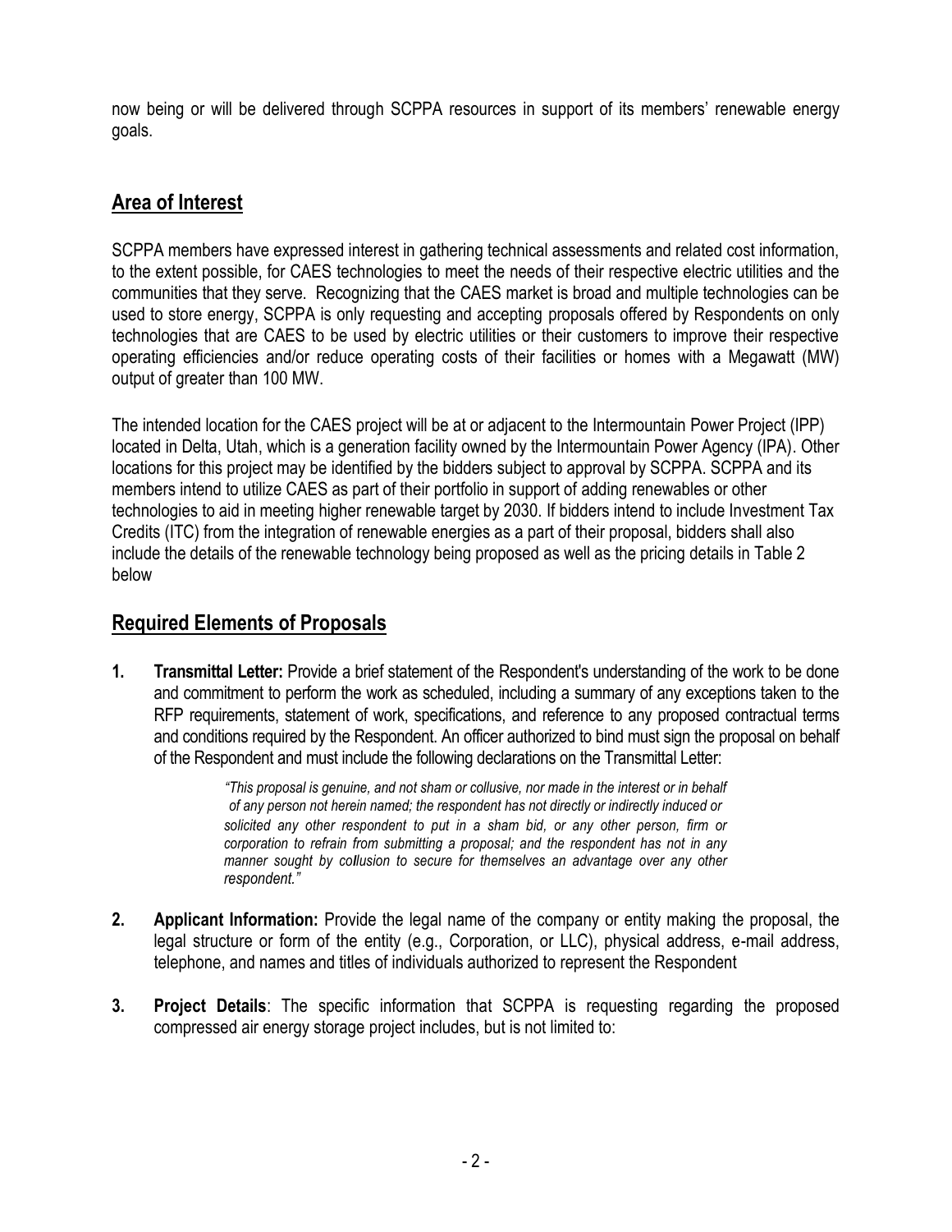now being or will be delivered through SCPPA resources in support of its members' renewable energy goals.

## Area of Interest

SCPPA members have expressed interest in gathering technical assessments and related cost information, to the extent possible, for CAES technologies to meet the needs of their respective electric utilities and the communities that they serve. Recognizing that the CAES market is broad and multiple technologies can be used to store energy, SCPPA is only requesting and accepting proposals offered by Respondents on only technologies that are CAES to be used by electric utilities or their customers to improve their respective operating efficiencies and/or reduce operating costs of their facilities or homes with a Megawatt (MW) output of greater than 100 MW.

The intended location for the CAES project will be at or adjacent to the Intermountain Power Project (IPP) located in Delta, Utah, which is a generation facility owned by the Intermountain Power Agency (IPA). Other locations for this project may be identified by the bidders subject to approval by SCPPA. SCPPA and its members intend to utilize CAES as part of their portfolio in support of adding renewables or other technologies to aid in meeting higher renewable target by 2030. If bidders intend to include Investment Tax Credits (ITC) from the integration of renewable energies as a part of their proposal, bidders shall also include the details of the renewable technology being proposed as well as the pricing details in Table 2 below

## Required Elements of Proposals

1. **Transmittal Letter:** Provide a brief statement of the Respondent's understanding of the work to be done and commitment to perform the work as scheduled, including a summary of any exceptions taken to the RFP requirements, statement of work, specifications, and reference to any proposed contractual terms and conditions required by the Respondent. An officer authorized to bind must sign the proposal on behalf of the Respondent and must include the following declarations on the Transmittal Letter:

   > *"This proposal is genuine, and not sham or collusive, nor made in the interest or in behalf of any person not herein named; the respondent has not directly or indirectly induced or solicited any other respondent to put in a sham bid, or any other person, firm or corporation to refrain from submitting a proposal; and the respondent has not in any manner sought by collusion to secure for themselves an advantage over any other respondent."*

2. **Applicant Information:** Provide the legal name of the company or entity making the proposal, the legal structure or form of the entity (e.g., Corporation, or LLC), physical address, e-mail address, telephone, and names and titles of individuals authorized to represent the Respondent

3. **Project Details**: The specific information that SCPPA is requesting regarding the proposed compressed air energy storage project includes, but is not limited to: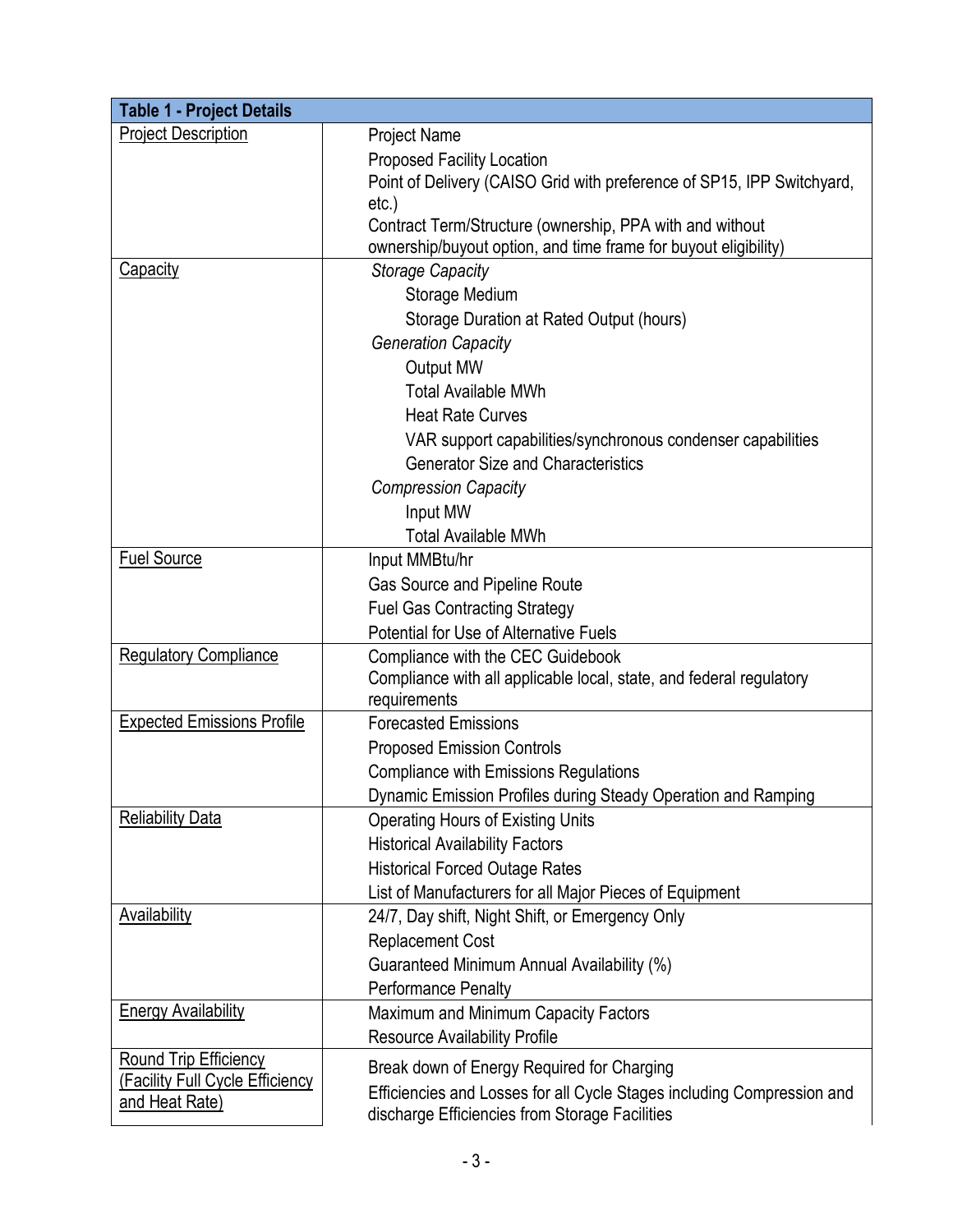| Table 1 - Project Details | |
|---|---|
| Project Description | Project Name<br>Proposed Facility Location<br>Point of Delivery (CAISO Grid with preference of SP15, IPP Switchyard, etc.)<br>Contract Term/Structure (ownership, PPA with and without ownership/buyout option, and time frame for buyout eligibility) |
| Capacity | *Storage Capacity*<br>Storage Medium<br>Storage Duration at Rated Output (hours)<br>*Generation Capacity*<br>Output MW<br>Total Available MWh<br>Heat Rate Curves<br>VAR support capabilities/synchronous condenser capabilities<br>Generator Size and Characteristics<br>*Compression Capacity*<br>Input MW<br>Total Available MWh |
| Fuel Source | Input MMBtu/hr<br>Gas Source and Pipeline Route<br>Fuel Gas Contracting Strategy<br>Potential for Use of Alternative Fuels |
| Regulatory Compliance | Compliance with the CEC Guidebook<br>Compliance with all applicable local, state, and federal regulatory requirements |
| Expected Emissions Profile | Forecasted Emissions<br>Proposed Emission Controls<br>Compliance with Emissions Regulations<br>Dynamic Emission Profiles during Steady Operation and Ramping |
| Reliability Data | Operating Hours of Existing Units<br>Historical Availability Factors<br>Historical Forced Outage Rates<br>List of Manufacturers for all Major Pieces of Equipment |
| Availability | 24/7, Day shift, Night Shift, or Emergency Only<br>Replacement Cost<br>Guaranteed Minimum Annual Availability (%)<br>Performance Penalty |
| Energy Availability | Maximum and Minimum Capacity Factors<br>Resource Availability Profile |
| Round Trip Efficiency (Facility Full Cycle Efficiency and Heat Rate) | Break down of Energy Required for Charging<br>Efficiencies and Losses for all Cycle Stages including Compression and discharge Efficiencies from Storage Facilities |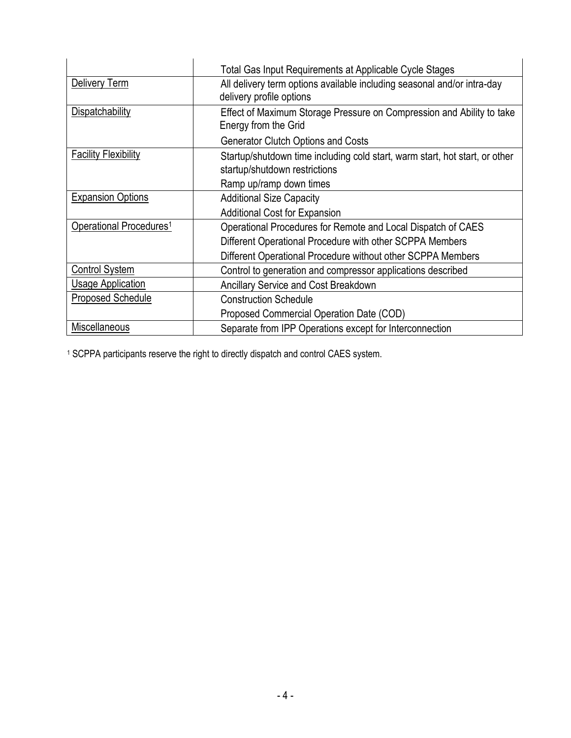| | |
|---|---|
| | Total Gas Input Requirements at Applicable Cycle Stages |
| Delivery Term | All delivery term options available including seasonal and/or intra-day delivery profile options |
| Dispatchability | Effect of Maximum Storage Pressure on Compression and Ability to take Energy from the Grid<br>Generator Clutch Options and Costs |
| Facility Flexibility | Startup/shutdown time including cold start, warm start, hot start, or other startup/shutdown restrictions<br>Ramp up/ramp down times |
| Expansion Options | Additional Size Capacity<br>Additional Cost for Expansion |
| Operational Procedures[1] | Operational Procedures for Remote and Local Dispatch of CAES<br>Different Operational Procedure with other SCPPA Members<br>Different Operational Procedure without other SCPPA Members |
| Control System | Control to generation and compressor applications described |
| Usage Application | Ancillary Service and Cost Breakdown |
| Proposed Schedule | Construction Schedule<br>Proposed Commercial Operation Date (COD) |
| Miscellaneous | Separate from IPP Operations except for Interconnection |

[1] SCPPA participants reserve the right to directly dispatch and control CAES system.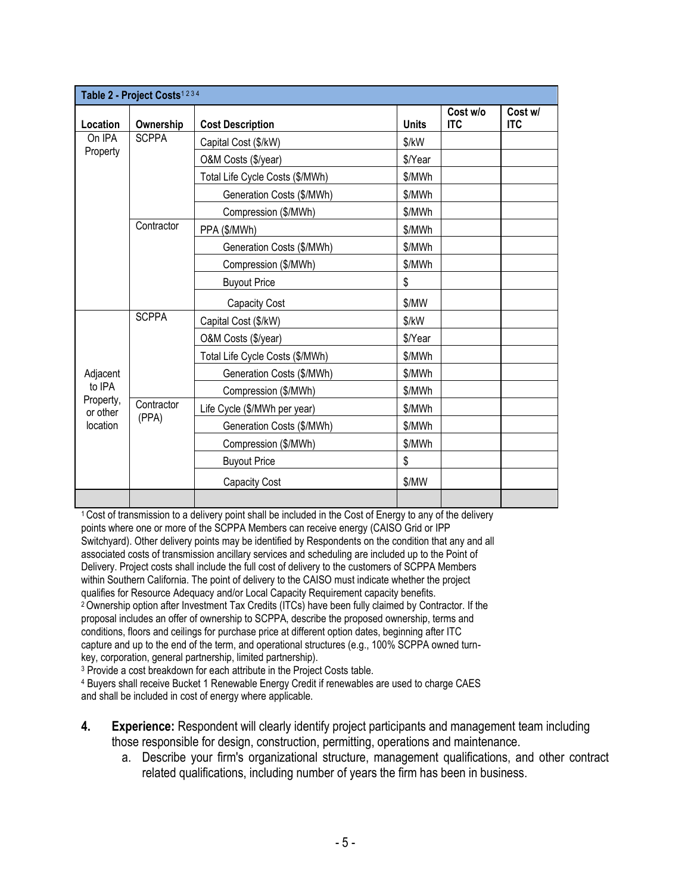| Table 2 - Project Costs[1 2 3 4] | | | | | |
|---|---|---|---|---|---|
| **Location** | **Ownership** | **Cost Description** | **Units** | **Cost w/o ITC** | **Cost w/ ITC** |
| On IPA Property | SCPPA | Capital Cost ($/kW) | $/kW | | |
| | | O&M Costs ($/year) | $/Year | | |
| | | Total Life Cycle Costs ($/MWh) | $/MWh | | |
| | | Generation Costs ($/MWh) | $/MWh | | |
| | | Compression ($/MWh) | $/MWh | | |
| | Contractor | PPA ($/MWh) | $/MWh | | |
| | | Generation Costs ($/MWh) | $/MWh | | |
| | | Compression ($/MWh) | $/MWh | | |
| | | Buyout Price | $ | | |
| | | Capacity Cost | $/MW | | |
| Adjacent to IPA Property, or other location | SCPPA | Capital Cost ($/kW) | $/kW | | |
| | | O&M Costs ($/year) | $/Year | | |
| | | Total Life Cycle Costs ($/MWh) | $/MWh | | |
| | | Generation Costs ($/MWh) | $/MWh | | |
| | | Compression ($/MWh) | $/MWh | | |
| | Contractor (PPA) | Life Cycle ($/MWh per year) | $/MWh | | |
| | | Generation Costs ($/MWh) | $/MWh | | |
| | | Compression ($/MWh) | $/MWh | | |
| | | Buyout Price | $ | | |
| | | Capacity Cost | $/MW | | |
| | | | | | |

[1] Cost of transmission to a delivery point shall be included in the Cost of Energy to any of the delivery points where one or more of the SCPPA Members can receive energy (CAISO Grid or IPP Switchyard). Other delivery points may be identified by Respondents on the condition that any and all associated costs of transmission ancillary services and scheduling are included up to the Point of Delivery. Project costs shall include the full cost of delivery to the customers of SCPPA Members within Southern California. The point of delivery to the CAISO must indicate whether the project qualifies for Resource Adequacy and/or Local Capacity Requirement capacity benefits.

[2] Ownership option after Investment Tax Credits (ITCs) have been fully claimed by Contractor. If the proposal includes an offer of ownership to SCPPA, describe the proposed ownership, terms and conditions, floors and ceilings for purchase price at different option dates, beginning after ITC capture and up to the end of the term, and operational structures (e.g., 100% SCPPA owned turn-key, corporation, general partnership, limited partnership).

[3] Provide a cost breakdown for each attribute in the Project Costs table.

[4] Buyers shall receive Bucket 1 Renewable Energy Credit if renewables are used to charge CAES and shall be included in cost of energy where applicable.

4. **Experience:** Respondent will clearly identify project participants and management team including those responsible for design, construction, permitting, operations and maintenance.
   a. Describe your firm's organizational structure, management qualifications, and other contract related qualifications, including number of years the firm has been in business.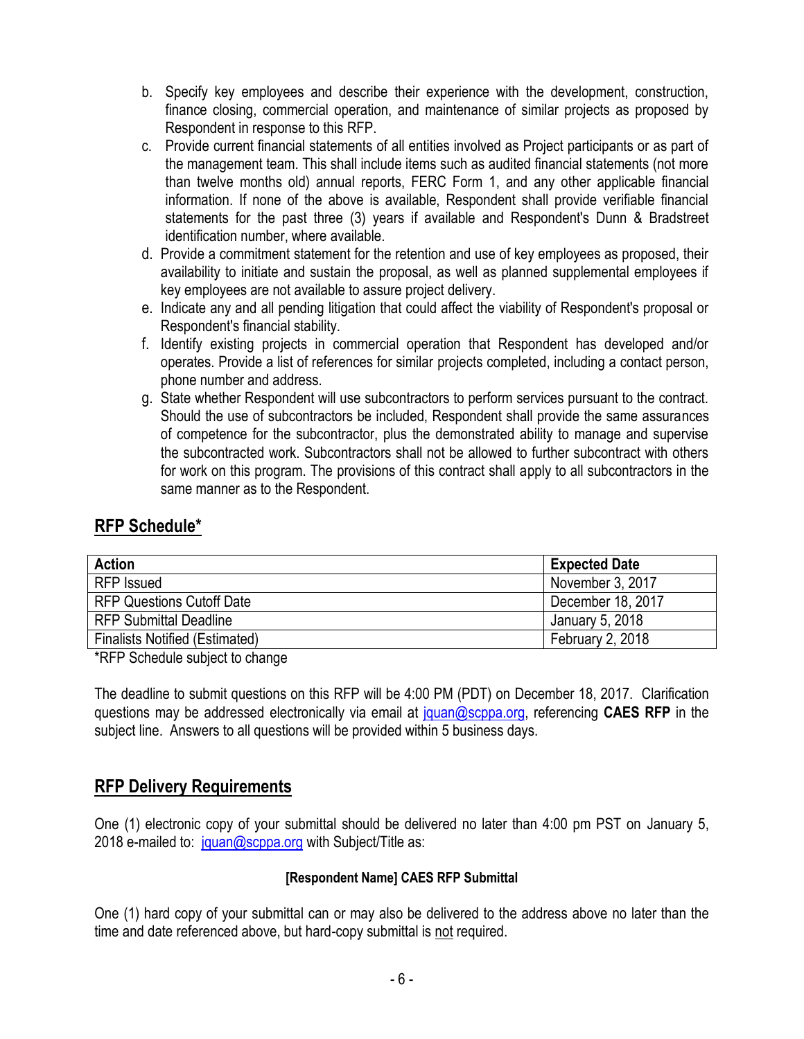b. Specify key employees and describe their experience with the development, construction, finance closing, commercial operation, and maintenance of similar projects as proposed by Respondent in response to this RFP.
c. Provide current financial statements of all entities involved as Project participants or as part of the management team. This shall include items such as audited financial statements (not more than twelve months old) annual reports, FERC Form 1, and any other applicable financial information. If none of the above is available, Respondent shall provide verifiable financial statements for the past three (3) years if available and Respondent's Dunn & Bradstreet identification number, where available.
d. Provide a commitment statement for the retention and use of key employees as proposed, their availability to initiate and sustain the proposal, as well as planned supplemental employees if key employees are not available to assure project delivery.
e. Indicate any and all pending litigation that could affect the viability of Respondent's proposal or Respondent's financial stability.
f. Identify existing projects in commercial operation that Respondent has developed and/or operates. Provide a list of references for similar projects completed, including a contact person, phone number and address.
g. State whether Respondent will use subcontractors to perform services pursuant to the contract. Should the use of subcontractors be included, Respondent shall provide the same assurances of competence for the subcontractor, plus the demonstrated ability to manage and supervise the subcontracted work. Subcontractors shall not be allowed to further subcontract with others for work on this program. The provisions of this contract shall apply to all subcontractors in the same manner as to the Respondent.

## RFP Schedule*

| Action | Expected Date |
| --- | --- |
| RFP Issued | November 3, 2017 |
| RFP Questions Cutoff Date | December 18, 2017 |
| RFP Submittal Deadline | January 5, 2018 |
| Finalists Notified (Estimated) | February 2, 2018 |

*RFP Schedule subject to change

The deadline to submit questions on this RFP will be 4:00 PM (PDT) on December 18, 2017. Clarification questions may be addressed electronically via email at jquan@scppa.org, referencing **CAES RFP** in the subject line. Answers to all questions will be provided within 5 business days.

## RFP Delivery Requirements

One (1) electronic copy of your submittal should be delivered no later than 4:00 pm PST on January 5, 2018 e-mailed to: jquan@scppa.org with Subject/Title as:

**[Respondent Name] CAES RFP Submittal**

One (1) hard copy of your submittal can or may also be delivered to the address above no later than the time and date referenced above, but hard-copy submittal is not required.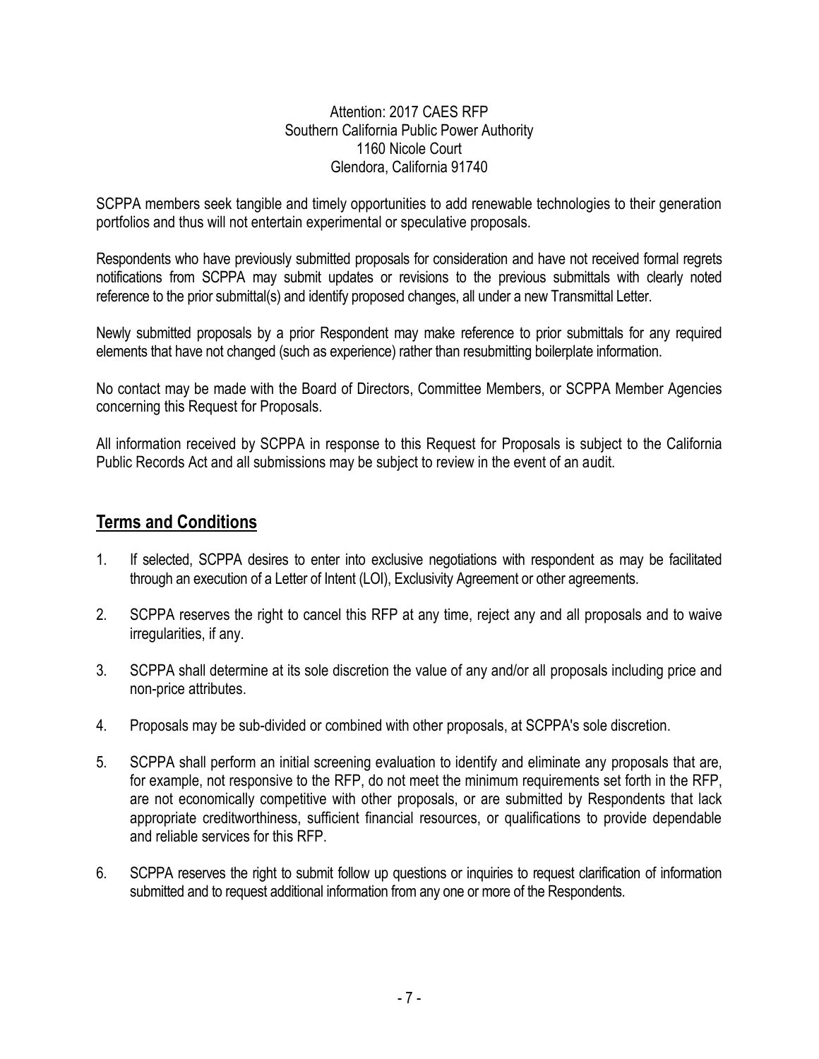Attention: 2017 CAES RFP
Southern California Public Power Authority
1160 Nicole Court
Glendora, California 91740

SCPPA members seek tangible and timely opportunities to add renewable technologies to their generation portfolios and thus will not entertain experimental or speculative proposals.

Respondents who have previously submitted proposals for consideration and have not received formal regrets notifications from SCPPA may submit updates or revisions to the previous submittals with clearly noted reference to the prior submittal(s) and identify proposed changes, all under a new Transmittal Letter.

Newly submitted proposals by a prior Respondent may make reference to prior submittals for any required elements that have not changed (such as experience) rather than resubmitting boilerplate information.

No contact may be made with the Board of Directors, Committee Members, or SCPPA Member Agencies concerning this Request for Proposals.

All information received by SCPPA in response to this Request for Proposals is subject to the California Public Records Act and all submissions may be subject to review in the event of an audit.

## Terms and Conditions

1. If selected, SCPPA desires to enter into exclusive negotiations with respondent as may be facilitated through an execution of a Letter of Intent (LOI), Exclusivity Agreement or other agreements.
2. SCPPA reserves the right to cancel this RFP at any time, reject any and all proposals and to waive irregularities, if any.
3. SCPPA shall determine at its sole discretion the value of any and/or all proposals including price and non-price attributes.
4. Proposals may be sub-divided or combined with other proposals, at SCPPA's sole discretion.
5. SCPPA shall perform an initial screening evaluation to identify and eliminate any proposals that are, for example, not responsive to the RFP, do not meet the minimum requirements set forth in the RFP, are not economically competitive with other proposals, or are submitted by Respondents that lack appropriate creditworthiness, sufficient financial resources, or qualifications to provide dependable and reliable services for this RFP.
6. SCPPA reserves the right to submit follow up questions or inquiries to request clarification of information submitted and to request additional information from any one or more of the Respondents.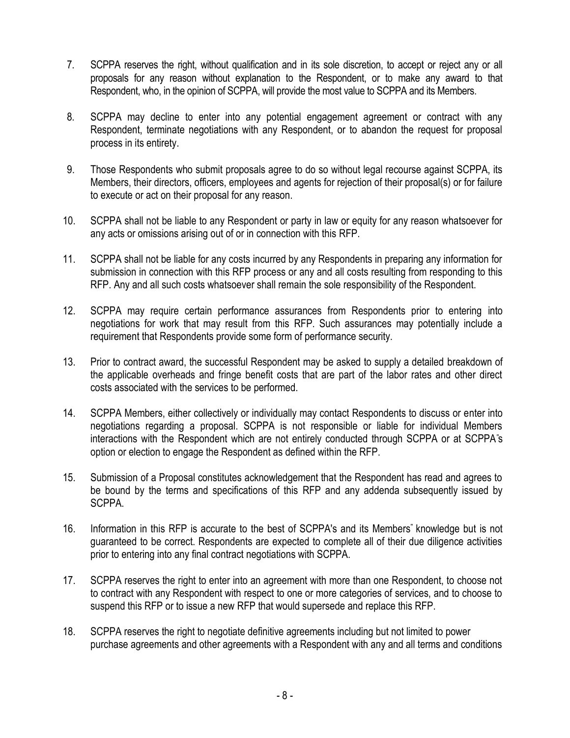7. SCPPA reserves the right, without qualification and in its sole discretion, to accept or reject any or all proposals for any reason without explanation to the Respondent, or to make any award to that Respondent, who, in the opinion of SCPPA, will provide the most value to SCPPA and its Members.

8. SCPPA may decline to enter into any potential engagement agreement or contract with any Respondent, terminate negotiations with any Respondent, or to abandon the request for proposal process in its entirety.

9. Those Respondents who submit proposals agree to do so without legal recourse against SCPPA, its Members, their directors, officers, employees and agents for rejection of their proposal(s) or for failure to execute or act on their proposal for any reason.

10. SCPPA shall not be liable to any Respondent or party in law or equity for any reason whatsoever for any acts or omissions arising out of or in connection with this RFP.

11. SCPPA shall not be liable for any costs incurred by any Respondents in preparing any information for submission in connection with this RFP process or any and all costs resulting from responding to this RFP. Any and all such costs whatsoever shall remain the sole responsibility of the Respondent.

12. SCPPA may require certain performance assurances from Respondents prior to entering into negotiations for work that may result from this RFP. Such assurances may potentially include a requirement that Respondents provide some form of performance security.

13. Prior to contract award, the successful Respondent may be asked to supply a detailed breakdown of the applicable overheads and fringe benefit costs that are part of the labor rates and other direct costs associated with the services to be performed.

14. SCPPA Members, either collectively or individually may contact Respondents to discuss or enter into negotiations regarding a proposal. SCPPA is not responsible or liable for individual Members interactions with the Respondent which are not entirely conducted through SCPPA or at SCPPA"s option or election to engage the Respondent as defined within the RFP.

15. Submission of a Proposal constitutes acknowledgement that the Respondent has read and agrees to be bound by the terms and specifications of this RFP and any addenda subsequently issued by SCPPA.

16. Information in this RFP is accurate to the best of SCPPA's and its Members" knowledge but is not guaranteed to be correct. Respondents are expected to complete all of their due diligence activities prior to entering into any final contract negotiations with SCPPA.

17. SCPPA reserves the right to enter into an agreement with more than one Respondent, to choose not to contract with any Respondent with respect to one or more categories of services, and to choose to suspend this RFP or to issue a new RFP that would supersede and replace this RFP.

18. SCPPA reserves the right to negotiate definitive agreements including but not limited to power purchase agreements and other agreements with a Respondent with any and all terms and conditions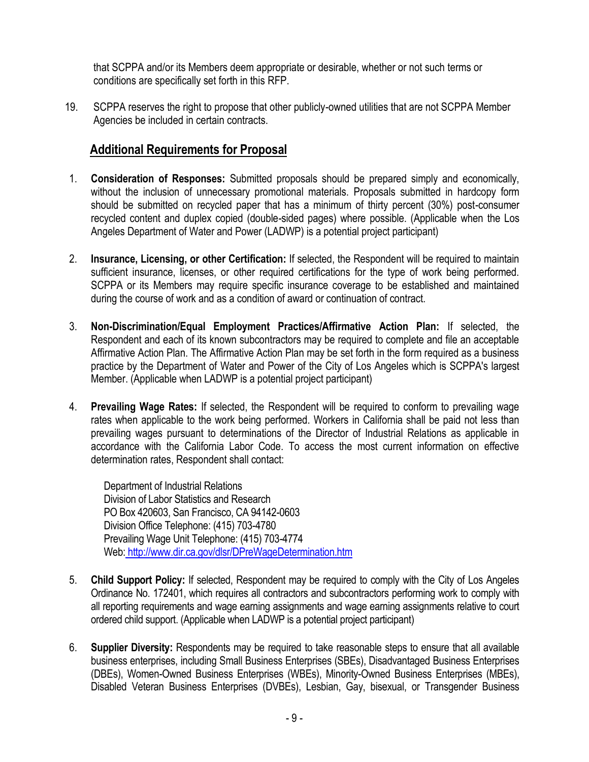that SCPPA and/or its Members deem appropriate or desirable, whether or not such terms or conditions are specifically set forth in this RFP.

19. SCPPA reserves the right to propose that other publicly-owned utilities that are not SCPPA Member Agencies be included in certain contracts.

## Additional Requirements for Proposal

1. **Consideration of Responses:** Submitted proposals should be prepared simply and economically, without the inclusion of unnecessary promotional materials. Proposals submitted in hardcopy form should be submitted on recycled paper that has a minimum of thirty percent (30%) post-consumer recycled content and duplex copied (double-sided pages) where possible. (Applicable when the Los Angeles Department of Water and Power (LADWP) is a potential project participant)

2. **Insurance, Licensing, or other Certification:** If selected, the Respondent will be required to maintain sufficient insurance, licenses, or other required certifications for the type of work being performed. SCPPA or its Members may require specific insurance coverage to be established and maintained during the course of work and as a condition of award or continuation of contract.

3. **Non-Discrimination/Equal Employment Practices/Affirmative Action Plan:** If selected, the Respondent and each of its known subcontractors may be required to complete and file an acceptable Affirmative Action Plan. The Affirmative Action Plan may be set forth in the form required as a business practice by the Department of Water and Power of the City of Los Angeles which is SCPPA's largest Member. (Applicable when LADWP is a potential project participant)

4. **Prevailing Wage Rates:** If selected, the Respondent will be required to conform to prevailing wage rates when applicable to the work being performed. Workers in California shall be paid not less than prevailing wages pursuant to determinations of the Director of Industrial Relations as applicable in accordance with the California Labor Code. To access the most current information on effective determination rates, Respondent shall contact:

   Department of Industrial Relations
   Division of Labor Statistics and Research
   PO Box 420603, San Francisco, CA 94142-0603
   Division Office Telephone: (415) 703-4780
   Prevailing Wage Unit Telephone: (415) 703-4774
   Web: http://www.dir.ca.gov/dlsr/DPreWageDetermination.htm

5. **Child Support Policy:** If selected, Respondent may be required to comply with the City of Los Angeles Ordinance No. 172401, which requires all contractors and subcontractors performing work to comply with all reporting requirements and wage earning assignments and wage earning assignments relative to court ordered child support. (Applicable when LADWP is a potential project participant)

6. **Supplier Diversity:** Respondents may be required to take reasonable steps to ensure that all available business enterprises, including Small Business Enterprises (SBEs), Disadvantaged Business Enterprises (DBEs), Women-Owned Business Enterprises (WBEs), Minority-Owned Business Enterprises (MBEs), Disabled Veteran Business Enterprises (DVBEs), Lesbian, Gay, bisexual, or Transgender Business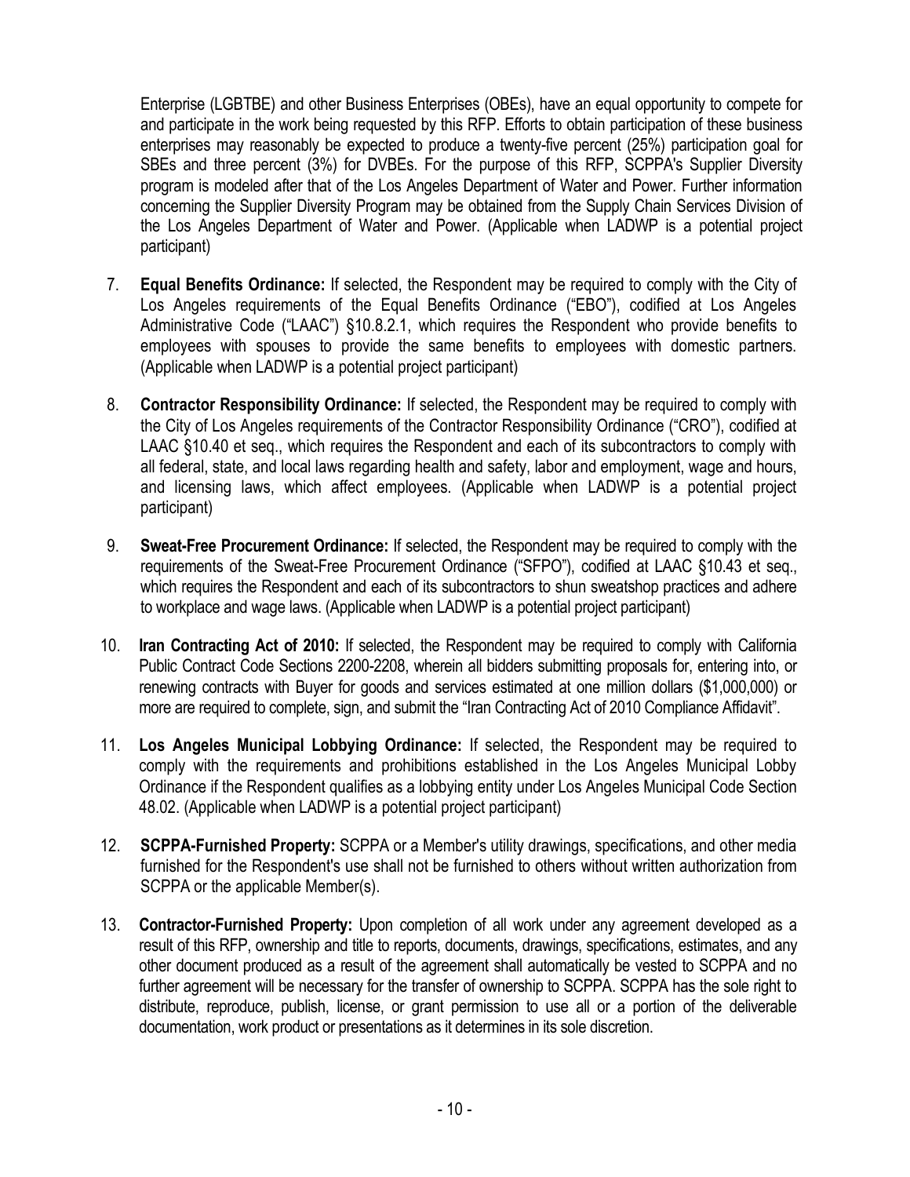Enterprise (LGBTBE) and other Business Enterprises (OBEs), have an equal opportunity to compete for and participate in the work being requested by this RFP. Efforts to obtain participation of these business enterprises may reasonably be expected to produce a twenty-five percent (25%) participation goal for SBEs and three percent (3%) for DVBEs. For the purpose of this RFP, SCPPA's Supplier Diversity program is modeled after that of the Los Angeles Department of Water and Power. Further information concerning the Supplier Diversity Program may be obtained from the Supply Chain Services Division of the Los Angeles Department of Water and Power. (Applicable when LADWP is a potential project participant)

7. **Equal Benefits Ordinance:** If selected, the Respondent may be required to comply with the City of Los Angeles requirements of the Equal Benefits Ordinance ("EBO"), codified at Los Angeles Administrative Code ("LAAC") §10.8.2.1, which requires the Respondent who provide benefits to employees with spouses to provide the same benefits to employees with domestic partners. (Applicable when LADWP is a potential project participant)

8. **Contractor Responsibility Ordinance:** If selected, the Respondent may be required to comply with the City of Los Angeles requirements of the Contractor Responsibility Ordinance ("CRO"), codified at LAAC §10.40 et seq., which requires the Respondent and each of its subcontractors to comply with all federal, state, and local laws regarding health and safety, labor and employment, wage and hours, and licensing laws, which affect employees. (Applicable when LADWP is a potential project participant)

9. **Sweat-Free Procurement Ordinance:** If selected, the Respondent may be required to comply with the requirements of the Sweat-Free Procurement Ordinance ("SFPO"), codified at LAAC §10.43 et seq., which requires the Respondent and each of its subcontractors to shun sweatshop practices and adhere to workplace and wage laws. (Applicable when LADWP is a potential project participant)

10. **Iran Contracting Act of 2010:** If selected, the Respondent may be required to comply with California Public Contract Code Sections 2200-2208, wherein all bidders submitting proposals for, entering into, or renewing contracts with Buyer for goods and services estimated at one million dollars ($1,000,000) or more are required to complete, sign, and submit the "Iran Contracting Act of 2010 Compliance Affidavit".

11. **Los Angeles Municipal Lobbying Ordinance:** If selected, the Respondent may be required to comply with the requirements and prohibitions established in the Los Angeles Municipal Lobby Ordinance if the Respondent qualifies as a lobbying entity under Los Angeles Municipal Code Section 48.02. (Applicable when LADWP is a potential project participant)

12. **SCPPA-Furnished Property:** SCPPA or a Member's utility drawings, specifications, and other media furnished for the Respondent's use shall not be furnished to others without written authorization from SCPPA or the applicable Member(s).

13. **Contractor-Furnished Property:** Upon completion of all work under any agreement developed as a result of this RFP, ownership and title to reports, documents, drawings, specifications, estimates, and any other document produced as a result of the agreement shall automatically be vested to SCPPA and no further agreement will be necessary for the transfer of ownership to SCPPA. SCPPA has the sole right to distribute, reproduce, publish, license, or grant permission to use all or a portion of the deliverable documentation, work product or presentations as it determines in its sole discretion.